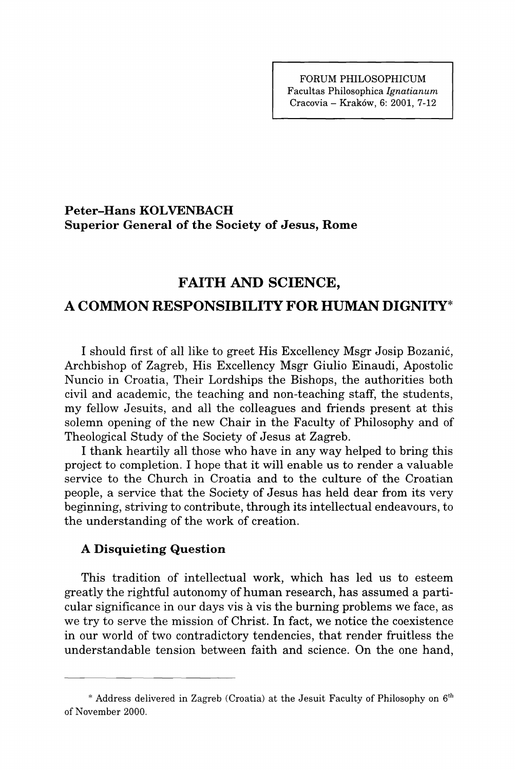Peter–Hans KOLVENBACH
Superior General of the Society of Jesus, Rome

# FAITH AND SCIENCE, A COMMON RESPONSIBILITY FOR HUMAN DIGNITY*

I should first of all like to greet His Excellency Msgr Josip Bozanić, Archbishop of Zagreb, His Excellency Msgr Giulio Einaudi, Apostolic Nuncio in Croatia, Their Lordships the Bishops, the authorities both civil and academic, the teaching and non-teaching staff, the students, my fellow Jesuits, and all the colleagues and friends present at this solemn opening of the new Chair in the Faculty of Philosophy and of Theological Study of the Society of Jesus at Zagreb.

I thank heartily all those who have in any way helped to bring this project to completion. I hope that it will enable us to render a valuable service to the Church in Croatia and to the culture of the Croatian people, a service that the Society of Jesus has held dear from its very beginning, striving to contribute, through its intellectual endeavours, to the understanding of the work of creation.

## A Disquieting Question

This tradition of intellectual work, which has led us to esteem greatly the rightful autonomy of human research, has assumed a particular significance in our days vis à vis the burning problems we face, as we try to serve the mission of Christ. In fact, we notice the coexistence in our world of two contradictory tendencies, that render fruitless the understandable tension between faith and science. On the one hand,

---

* Address delivered in Zagreb (Croatia) at the Jesuit Faculty of Philosophy on 6th of November 2000.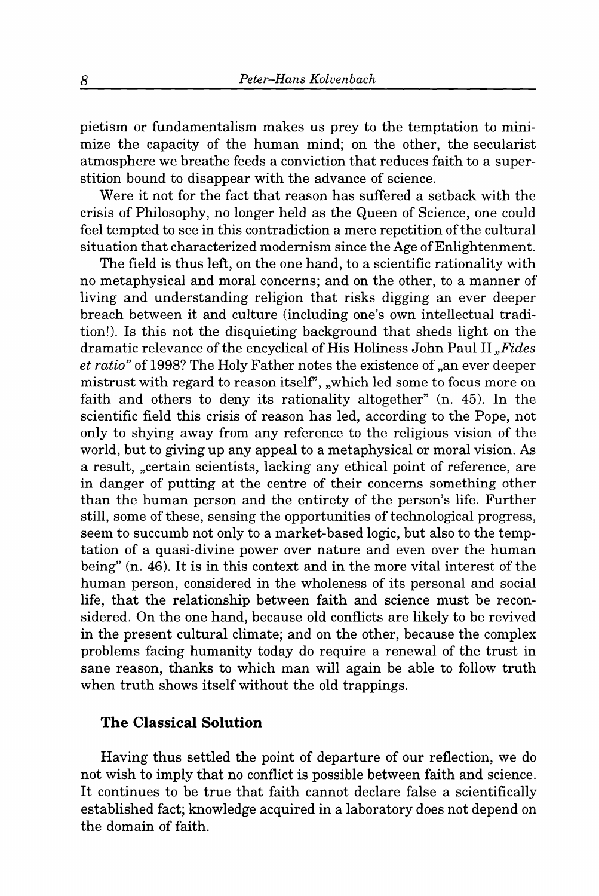pietism or fundamentalism makes us prey to the temptation to minimize the capacity of the human mind; on the other, the secularist atmosphere we breathe feeds a conviction that reduces faith to a superstition bound to disappear with the advance of science.

Were it not for the fact that reason has suffered a setback with the crisis of Philosophy, no longer held as the Queen of Science, one could feel tempted to see in this contradiction a mere repetition of the cultural situation that characterized modernism since the Age of Enlightenment.

The field is thus left, on the one hand, to a scientific rationality with no metaphysical and moral concerns; and on the other, to a manner of living and understanding religion that risks digging an ever deeper breach between it and culture (including one's own intellectual tradition!). Is this not the disquieting background that sheds light on the dramatic relevance of the encyclical of His Holiness John Paul II *„Fides et ratio"* of 1998? The Holy Father notes the existence of „an ever deeper mistrust with regard to reason itself", „which led some to focus more on faith and others to deny its rationality altogether" (n. 45). In the scientific field this crisis of reason has led, according to the Pope, not only to shying away from any reference to the religious vision of the world, but to giving up any appeal to a metaphysical or moral vision. As a result, „certain scientists, lacking any ethical point of reference, are in danger of putting at the centre of their concerns something other than the human person and the entirety of the person's life. Further still, some of these, sensing the opportunities of technological progress, seem to succumb not only to a market-based logic, but also to the temptation of a quasi-divine power over nature and even over the human being" (n. 46). It is in this context and in the more vital interest of the human person, considered in the wholeness of its personal and social life, that the relationship between faith and science must be reconsidered. On the one hand, because old conflicts are likely to be revived in the present cultural climate; and on the other, because the complex problems facing humanity today do require a renewal of the trust in sane reason, thanks to which man will again be able to follow truth when truth shows itself without the old trappings.

### The Classical Solution

Having thus settled the point of departure of our reflection, we do not wish to imply that no conflict is possible between faith and science. It continues to be true that faith cannot declare false a scientifically established fact; knowledge acquired in a laboratory does not depend on the domain of faith.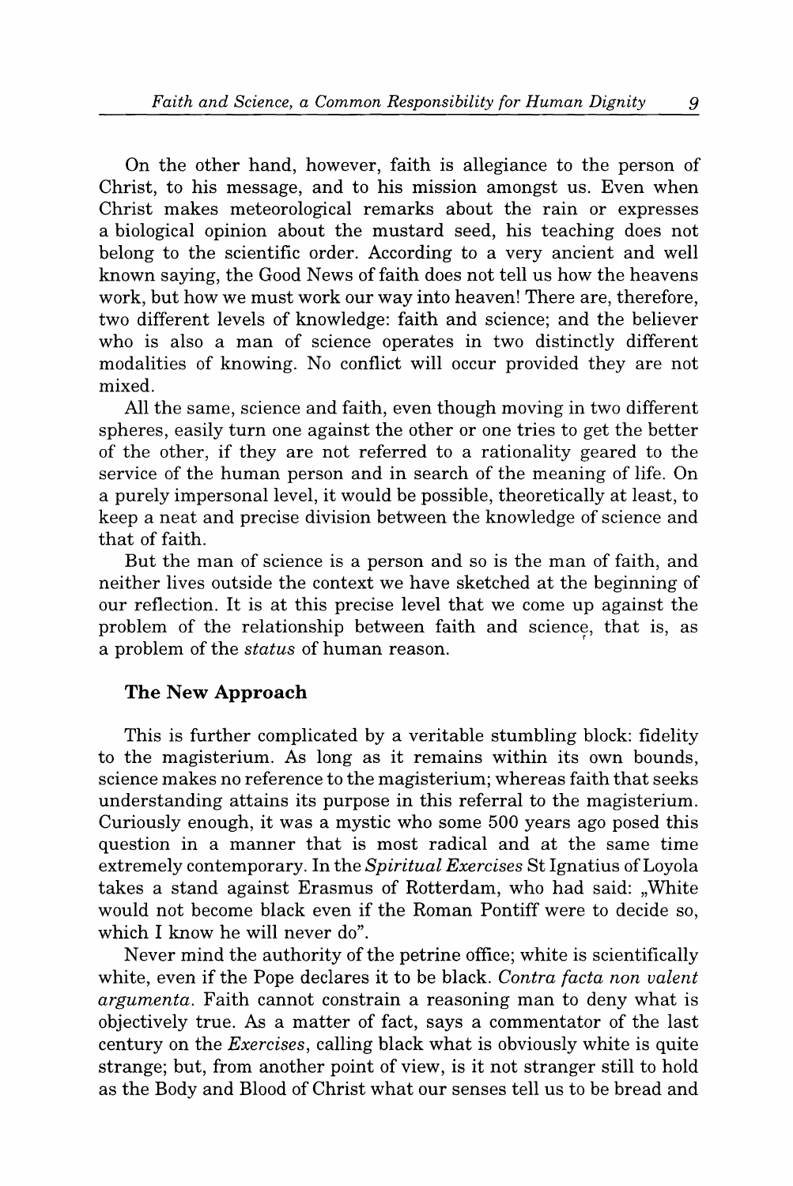On the other hand, however, faith is allegiance to the person of Christ, to his message, and to his mission amongst us. Even when Christ makes meteorological remarks about the rain or expresses a biological opinion about the mustard seed, his teaching does not belong to the scientific order. According to a very ancient and well known saying, the Good News of faith does not tell us how the heavens work, but how we must work our way into heaven! There are, therefore, two different levels of knowledge: faith and science; and the believer who is also a man of science operates in two distinctly different modalities of knowing. No conflict will occur provided they are not mixed.

All the same, science and faith, even though moving in two different spheres, easily turn one against the other or one tries to get the better of the other, if they are not referred to a rationality geared to the service of the human person and in search of the meaning of life. On a purely impersonal level, it would be possible, theoretically at least, to keep a neat and precise division between the knowledge of science and that of faith.

But the man of science is a person and so is the man of faith, and neither lives outside the context we have sketched at the beginning of our reflection. It is at this precise level that we come up against the problem of the relationship between faith and science, that is, as a problem of the *status* of human reason.

### The New Approach

This is further complicated by a veritable stumbling block: fidelity to the magisterium. As long as it remains within its own bounds, science makes no reference to the magisterium; whereas faith that seeks understanding attains its purpose in this referral to the magisterium. Curiously enough, it was a mystic who some 500 years ago posed this question in a manner that is most radical and at the same time extremely contemporary. In the *Spiritual Exercises* St Ignatius of Loyola takes a stand against Erasmus of Rotterdam, who had said: „White would not become black even if the Roman Pontiff were to decide so, which I know he will never do".

Never mind the authority of the petrine office; white is scientifically white, even if the Pope declares it to be black. *Contra facta non valent argumenta*. Faith cannot constrain a reasoning man to deny what is objectively true. As a matter of fact, says a commentator of the last century on the *Exercises*, calling black what is obviously white is quite strange; but, from another point of view, is it not stranger still to hold as the Body and Blood of Christ what our senses tell us to be bread and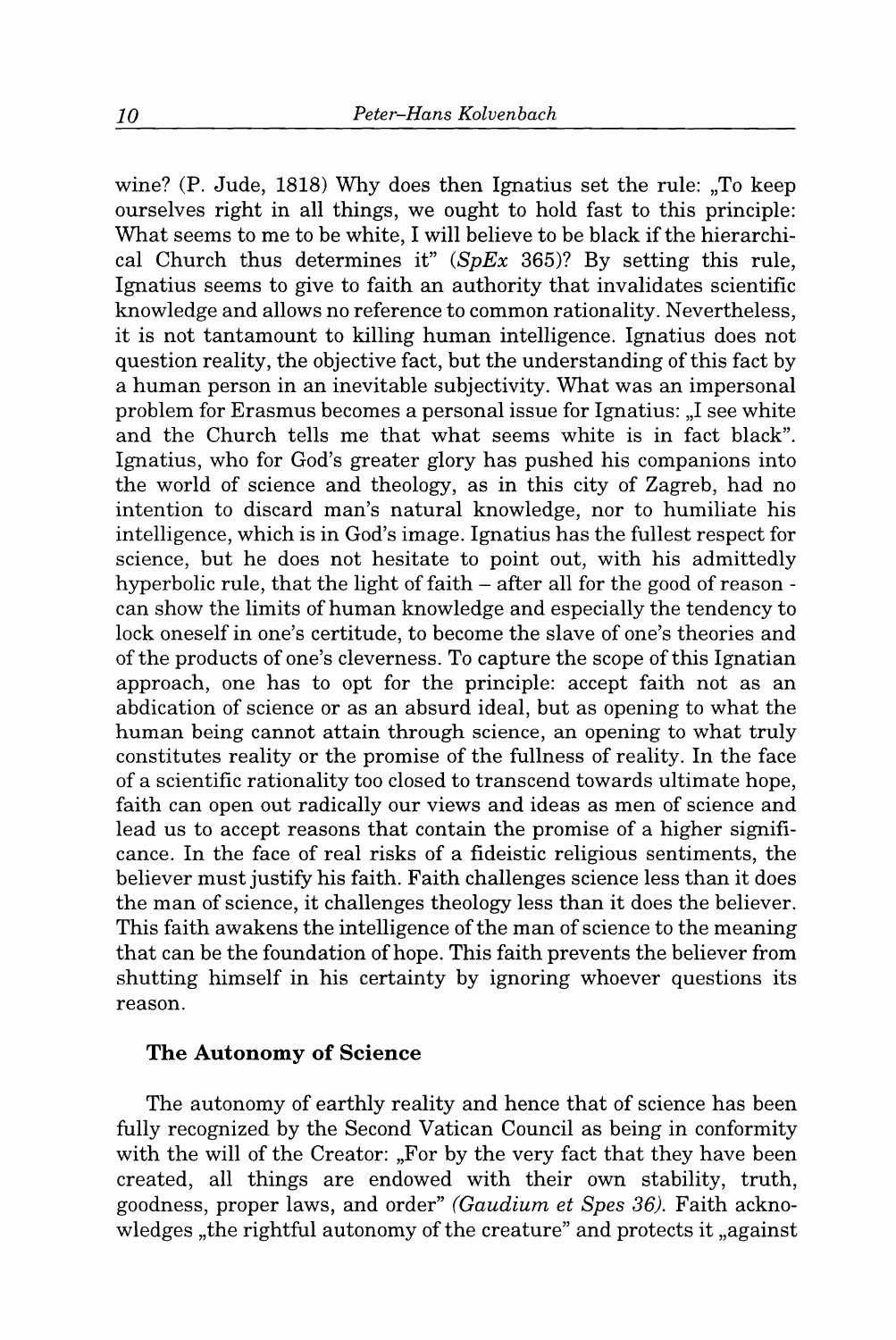wine? (P. Jude, 1818) Why does then Ignatius set the rule: „To keep ourselves right in all things, we ought to hold fast to this principle: What seems to me to be white, I will believe to be black if the hierarchical Church thus determines it" (*SpEx* 365)? By setting this rule, Ignatius seems to give to faith an authority that invalidates scientific knowledge and allows no reference to common rationality. Nevertheless, it is not tantamount to killing human intelligence. Ignatius does not question reality, the objective fact, but the understanding of this fact by a human person in an inevitable subjectivity. What was an impersonal problem for Erasmus becomes a personal issue for Ignatius: „I see white and the Church tells me that what seems white is in fact black". Ignatius, who for God's greater glory has pushed his companions into the world of science and theology, as in this city of Zagreb, had no intention to discard man's natural knowledge, nor to humiliate his intelligence, which is in God's image. Ignatius has the fullest respect for science, but he does not hesitate to point out, with his admittedly hyperbolic rule, that the light of faith – after all for the good of reason - can show the limits of human knowledge and especially the tendency to lock oneself in one's certitude, to become the slave of one's theories and of the products of one's cleverness. To capture the scope of this Ignatian approach, one has to opt for the principle: accept faith not as an abdication of science or as an absurd ideal, but as opening to what the human being cannot attain through science, an opening to what truly constitutes reality or the promise of the fullness of reality. In the face of a scientific rationality too closed to transcend towards ultimate hope, faith can open out radically our views and ideas as men of science and lead us to accept reasons that contain the promise of a higher significance. In the face of real risks of a fideistic religious sentiments, the believer must justify his faith. Faith challenges science less than it does the man of science, it challenges theology less than it does the believer. This faith awakens the intelligence of the man of science to the meaning that can be the foundation of hope. This faith prevents the believer from shutting himself in his certainty by ignoring whoever questions its reason.

### The Autonomy of Science

The autonomy of earthly reality and hence that of science has been fully recognized by the Second Vatican Council as being in conformity with the will of the Creator: „For by the very fact that they have been created, all things are endowed with their own stability, truth, goodness, proper laws, and order" *(Gaudium et Spes 36).* Faith acknowledges „the rightful autonomy of the creature" and protects it „against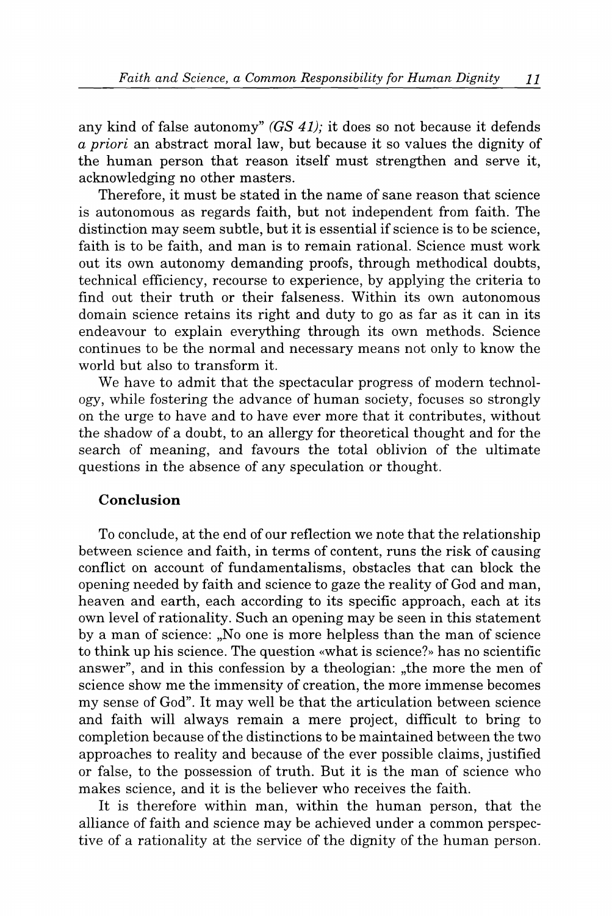any kind of false autonomy" *(GS 41);* it does so not because it defends *a priori* an abstract moral law, but because it so values the dignity of the human person that reason itself must strengthen and serve it, acknowledging no other masters.

Therefore, it must be stated in the name of sane reason that science is autonomous as regards faith, but not independent from faith. The distinction may seem subtle, but it is essential if science is to be science, faith is to be faith, and man is to remain rational. Science must work out its own autonomy demanding proofs, through methodical doubts, technical efficiency, recourse to experience, by applying the criteria to find out their truth or their falseness. Within its own autonomous domain science retains its right and duty to go as far as it can in its endeavour to explain everything through its own methods. Science continues to be the normal and necessary means not only to know the world but also to transform it.

We have to admit that the spectacular progress of modern technology, while fostering the advance of human society, focuses so strongly on the urge to have and to have ever more that it contributes, without the shadow of a doubt, to an allergy for theoretical thought and for the search of meaning, and favours the total oblivion of the ultimate questions in the absence of any speculation or thought.

## Conclusion

To conclude, at the end of our reflection we note that the relationship between science and faith, in terms of content, runs the risk of causing conflict on account of fundamentalisms, obstacles that can block the opening needed by faith and science to gaze the reality of God and man, heaven and earth, each according to its specific approach, each at its own level of rationality. Such an opening may be seen in this statement by a man of science: „No one is more helpless than the man of science to think up his science. The question «what is science?» has no scientific answer", and in this confession by a theologian: „the more the men of science show me the immensity of creation, the more immense becomes my sense of God". It may well be that the articulation between science and faith will always remain a mere project, difficult to bring to completion because of the distinctions to be maintained between the two approaches to reality and because of the ever possible claims, justified or false, to the possession of truth. But it is the man of science who makes science, and it is the believer who receives the faith.

It is therefore within man, within the human person, that the alliance of faith and science may be achieved under a common perspective of a rationality at the service of the dignity of the human person.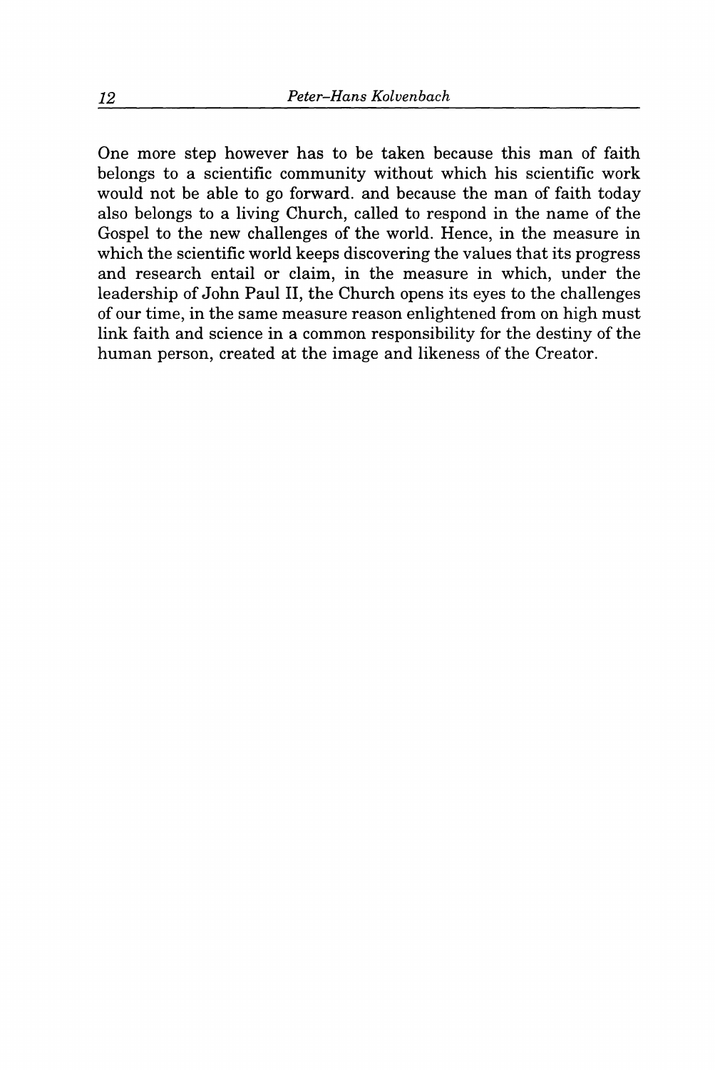One more step however has to be taken because this man of faith belongs to a scientific community without which his scientific work would not be able to go forward. and because the man of faith today also belongs to a living Church, called to respond in the name of the Gospel to the new challenges of the world. Hence, in the measure in which the scientific world keeps discovering the values that its progress and research entail or claim, in the measure in which, under the leadership of John Paul II, the Church opens its eyes to the challenges of our time, in the same measure reason enlightened from on high must link faith and science in a common responsibility for the destiny of the human person, created at the image and likeness of the Creator.